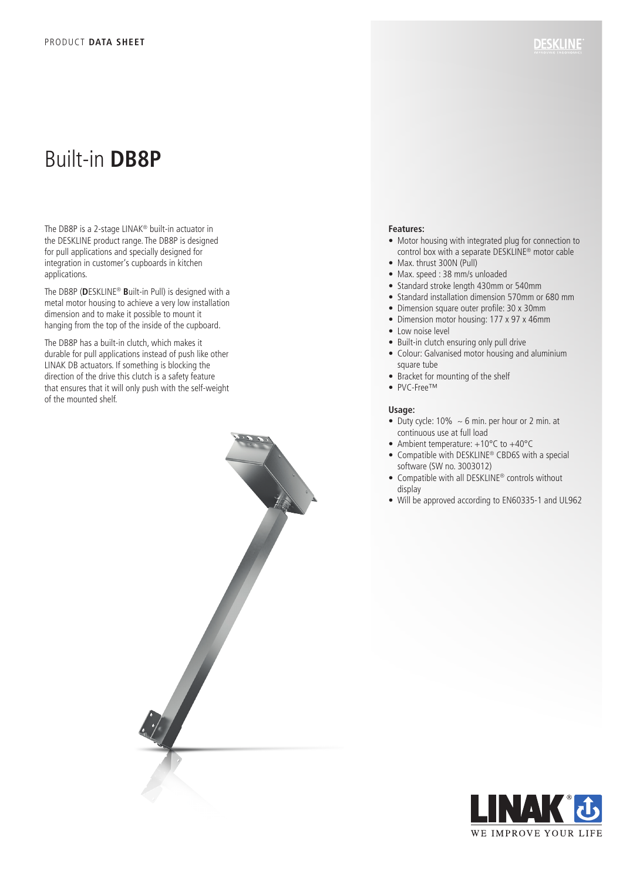PRODUCT **DATA SHEET**

# Built-in **DB8P**

The DB8P is a 2-stage LINAK® built-in actuator in the DESKLINE product range. The DB8P is designed for pull applications and specially designed for integration in customer's cupboards in kitchen applications.

The DB8P (**D**ESKLINE® **B**uilt-in Pull) is designed with a metal motor housing to achieve a very low installation dimension and to make it possible to mount it hanging from the top of the inside of the cupboard.

The DB8P has a built-in clutch, which makes it durable for pull applications instead of push like other LINAK DB actuators. If something is blocking the direction of the drive this clutch is a safety feature that ensures that it will only push with the self-weight of the mounted shelf.

**Features:**

- Motor housing with integrated plug for connection to control box with a separate DESKLINE® motor cable
- Max. thrust 300N (Pull)
- Max. speed : 38 mm/s unloaded
- Standard stroke length 430mm or 540mm
- Standard installation dimension 570mm or 680 mm
- Dimension square outer profile: 30 x 30mm
- Dimension motor housing: 177 x 97 x 46mm
- Low noise level
- Built-in clutch ensuring only pull drive
- Colour: Galvanised motor housing and aluminium square tube
- Bracket for mounting of the shelf
- PVC-Free™

**Usage:**

- Duty cycle: 10% ~ 6 min. per hour or 2 min. at continuous use at full load
- Ambient temperature: +10°C to +40°C
- Compatible with DESKLINE® CBD6S with a special software (SW no. 3003012)
- Compatible with all DESKLINE® controls without display
- Will be approved according to EN60335-1 and UL962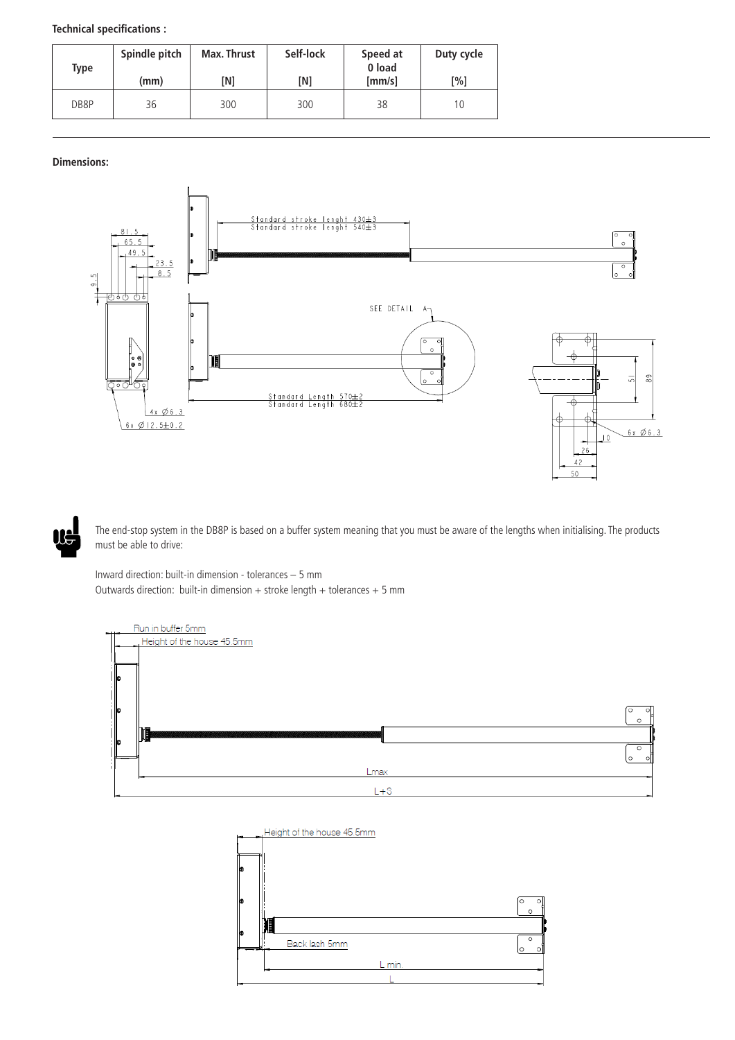**Technical specifications :**

| Type | Spindle pitch<br>(mm) | Max. Thrust<br>[N] | Self-lock<br>[N] | Speed at 0 load<br>[mm/s] | Duty cycle<br>[%] |
|---|---|---|---|---|---|
| DB8P | 36 | 300 | 300 | 38 | 10 |

**Dimensions:**

The end-stop system in the DB8P is based on a buffer system meaning that you must be aware of the lengths when initialising. The products must be able to drive:

Inward direction: built-in dimension - tolerances – 5 mm
Outwards direction: built-in dimension + stroke length + tolerances + 5 mm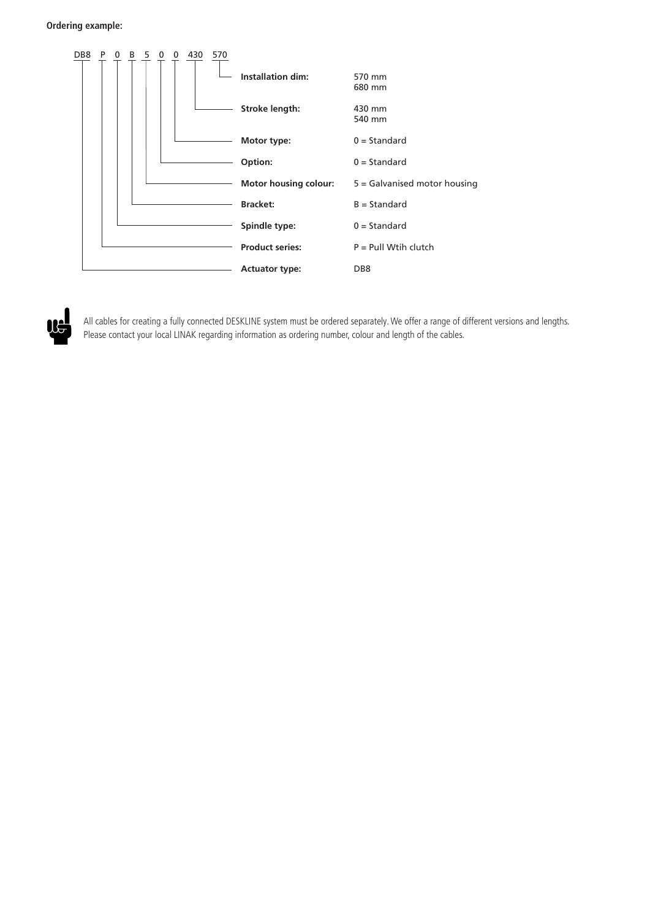**Ordering example:**

DB8 P 0 B 5 0 0 430 570

| Field | Value |
|---|---|
| **Installation dim:** | 570 mm<br>680 mm |
| **Stroke length:** | 430 mm<br>540 mm |
| **Motor type:** | 0 = Standard |
| **Option:** | 0 = Standard |
| **Motor housing colour:** | 5 = Galvanised motor housing |
| **Bracket:** | B = Standard |
| **Spindle type:** | 0 = Standard |
| **Product series:** | P = Pull Wtih clutch |
| **Actuator type:** | DB8 |

All cables for creating a fully connected DESKLINE system must be ordered separately. We offer a range of different versions and lengths. Please contact your local LINAK regarding information as ordering number, colour and length of the cables.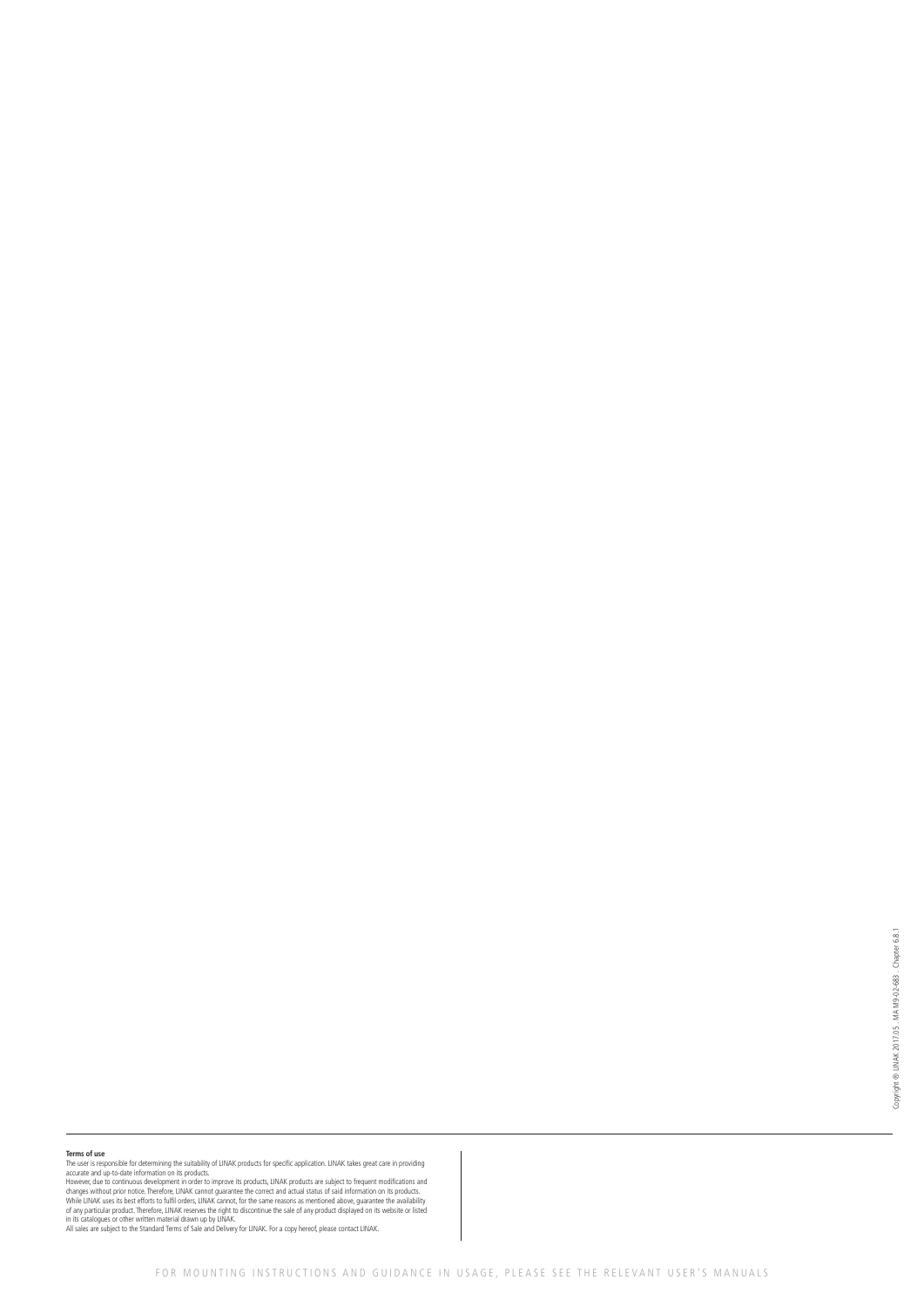**Terms of use**

The user is responsible for determining the suitability of LINAK products for specific application. LINAK takes great care in providing accurate and up-to-date information on its products.

However, due to continuous development in order to improve its products, LINAK products are subject to frequent modifications and changes without prior notice. Therefore, LINAK cannot guarantee the correct and actual status of said information on its products.

While LINAK uses its best efforts to fulfil orders, LINAK cannot, for the same reasons as mentioned above, guarantee the availability of any particular product. Therefore, LINAK reserves the right to discontinue the sale of any product displayed on its website or listed in its catalogues or other written material drawn up by LINAK.

All sales are subject to the Standard Terms of Sale and Delivery for LINAK. For a copy hereof, please contact LINAK.

Copyright © LINAK 2017.05 . MA M9-02-683 . Chapter 6.8.1

FOR MOUNTING INSTRUCTIONS AND GUIDANCE IN USAGE, PLEASE SEE THE RELEVANT USER'S MANUALS